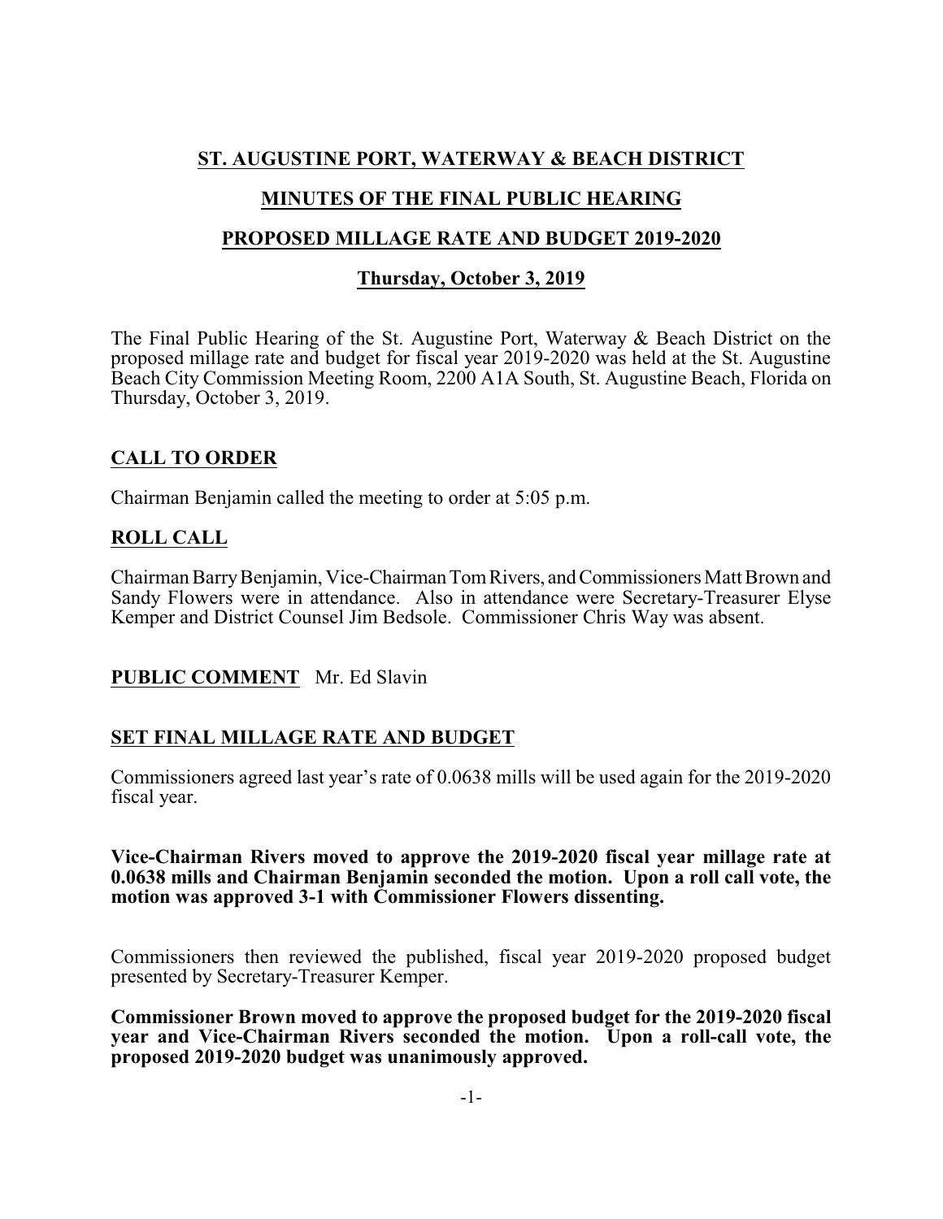# ST. AUGUSTINE PORT, WATERWAY & BEACH DISTRICT

## MINUTES OF THE FINAL PUBLIC HEARING

## PROPOSED MILLAGE RATE AND BUDGET 2019-2020

### Thursday, October 3, 2019

The Final Public Hearing of the St. Augustine Port, Waterway & Beach District on the proposed millage rate and budget for fiscal year 2019-2020 was held at the St. Augustine Beach City Commission Meeting Room, 2200 A1A South, St. Augustine Beach, Florida on Thursday, October 3, 2019.

## CALL TO ORDER

Chairman Benjamin called the meeting to order at 5:05 p.m.

## ROLL CALL

Chairman Barry Benjamin, Vice-Chairman Tom Rivers, and Commissioners Matt Brown and Sandy Flowers were in attendance. Also in attendance were Secretary-Treasurer Elyse Kemper and District Counsel Jim Bedsole. Commissioner Chris Way was absent.

## PUBLIC COMMENT

Mr. Ed Slavin

## SET FINAL MILLAGE RATE AND BUDGET

Commissioners agreed last year's rate of 0.0638 mills will be used again for the 2019-2020 fiscal year.

**Vice-Chairman Rivers moved to approve the 2019-2020 fiscal year millage rate at 0.0638 mills and Chairman Benjamin seconded the motion. Upon a roll call vote, the motion was approved 3-1 with Commissioner Flowers dissenting.**

Commissioners then reviewed the published, fiscal year 2019-2020 proposed budget presented by Secretary-Treasurer Kemper.

**Commissioner Brown moved to approve the proposed budget for the 2019-2020 fiscal year and Vice-Chairman Rivers seconded the motion. Upon a roll-call vote, the proposed 2019-2020 budget was unanimously approved.**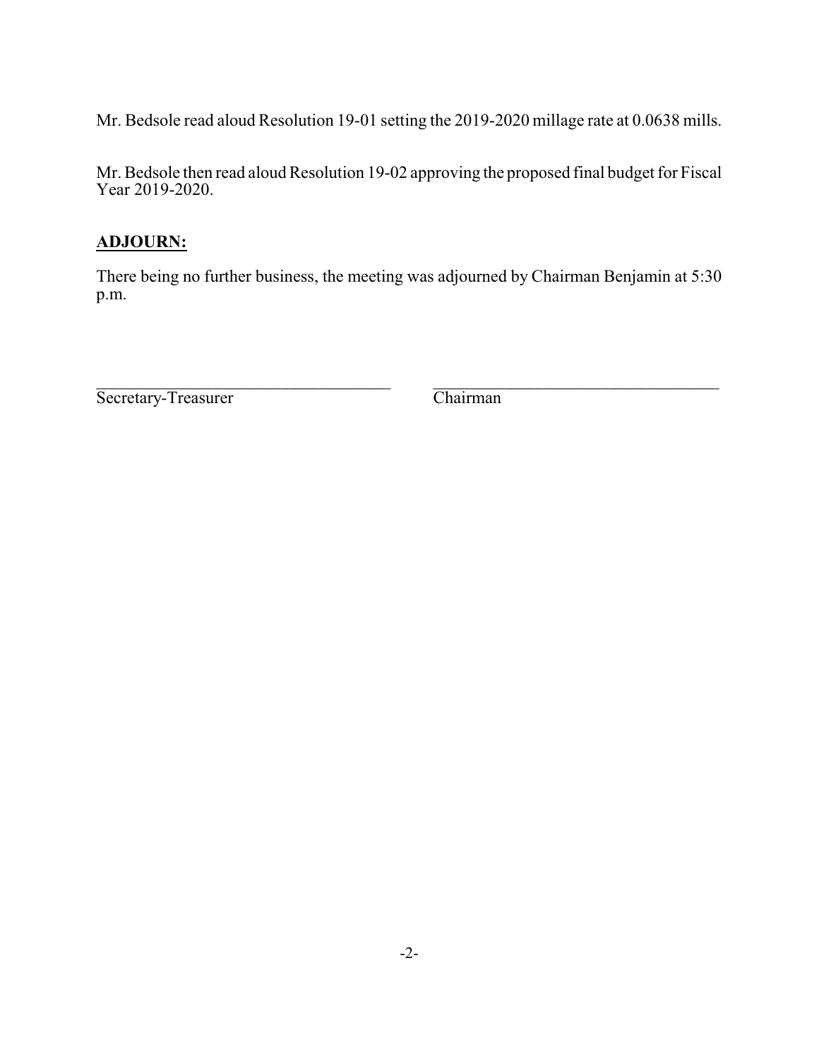Mr. Bedsole read aloud Resolution 19-01 setting the 2019-2020 millage rate at 0.0638 mills.

Mr. Bedsole then read aloud Resolution 19-02 approving the proposed final budget for Fiscal Year 2019-2020.

## ADJOURN:

There being no further business, the meeting was adjourned by Chairman Benjamin at 5:30 p.m.

| | |
|---|---|
| \_\_\_\_\_\_\_\_\_\_\_\_\_\_\_\_\_\_\_\_\_\_\_\_\_\_\_\_\_\_\_\_\_\_\_ | \_\_\_\_\_\_\_\_\_\_\_\_\_\_\_\_\_\_\_\_\_\_\_\_\_\_\_\_\_\_\_\_\_\_\_ |
| Secretary-Treasurer | Chairman |